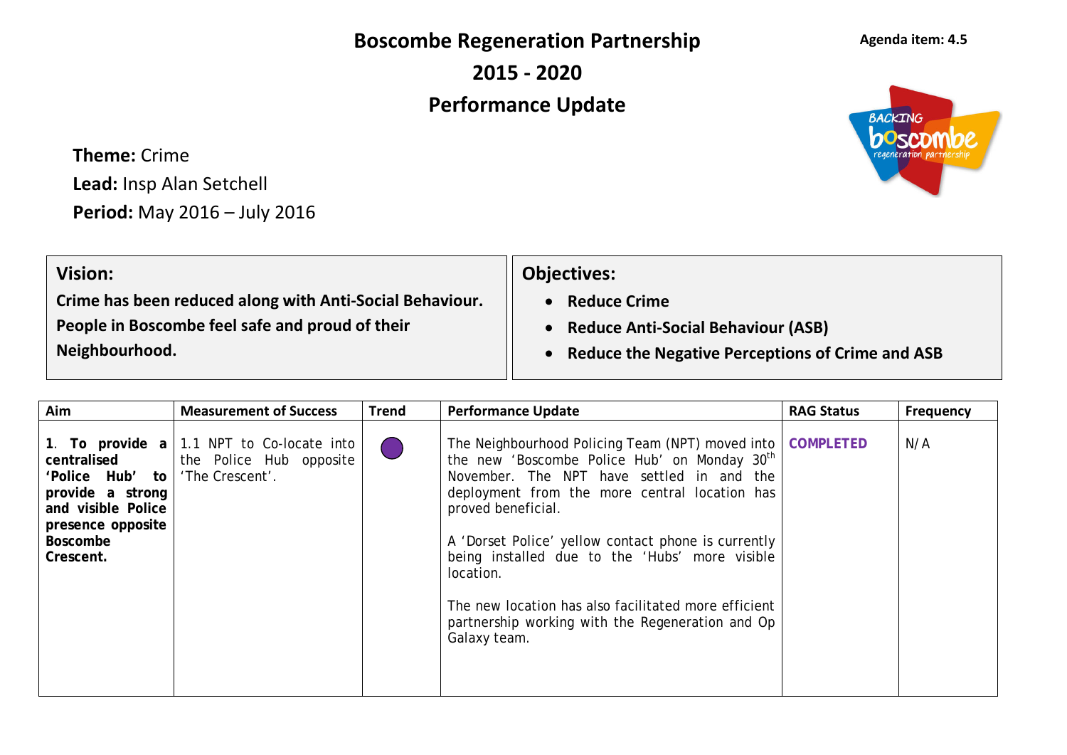Agenda item: 4.5

# Boscombe Regeneration Partnership
# 2015 - 2020
# Performance Update

**Theme:** Crime

**Lead:** Insp Alan Setchell

**Period:** May 2016 – July 2016

## Vision:

**Crime has been reduced along with Anti-Social Behaviour. People in Boscombe feel safe and proud of their Neighbourhood.**

## Objectives:

- **Reduce Crime**
- **Reduce Anti-Social Behaviour (ASB)**
- **Reduce the Negative Perceptions of Crime and ASB**

| Aim | Measurement of Success | Trend | Performance Update | RAG Status | Frequency |
|---|---|---|---|---|---|
| **1. To provide a centralised 'Police Hub' to provide a strong and visible Police presence opposite Boscombe Crescent.** | 1.1 NPT to Co-locate into the Police Hub opposite 'The Crescent'. | ● | The Neighbourhood Policing Team (NPT) moved into the new 'Boscombe Police Hub' on Monday 30th November. The NPT have settled in and the deployment from the more central location has proved beneficial.<br><br>A 'Dorset Police' yellow contact phone is currently being installed due to the 'Hubs' more visible location.<br><br>The new location has also facilitated more efficient partnership working with the Regeneration and Op Galaxy team. | **COMPLETED** | N/A |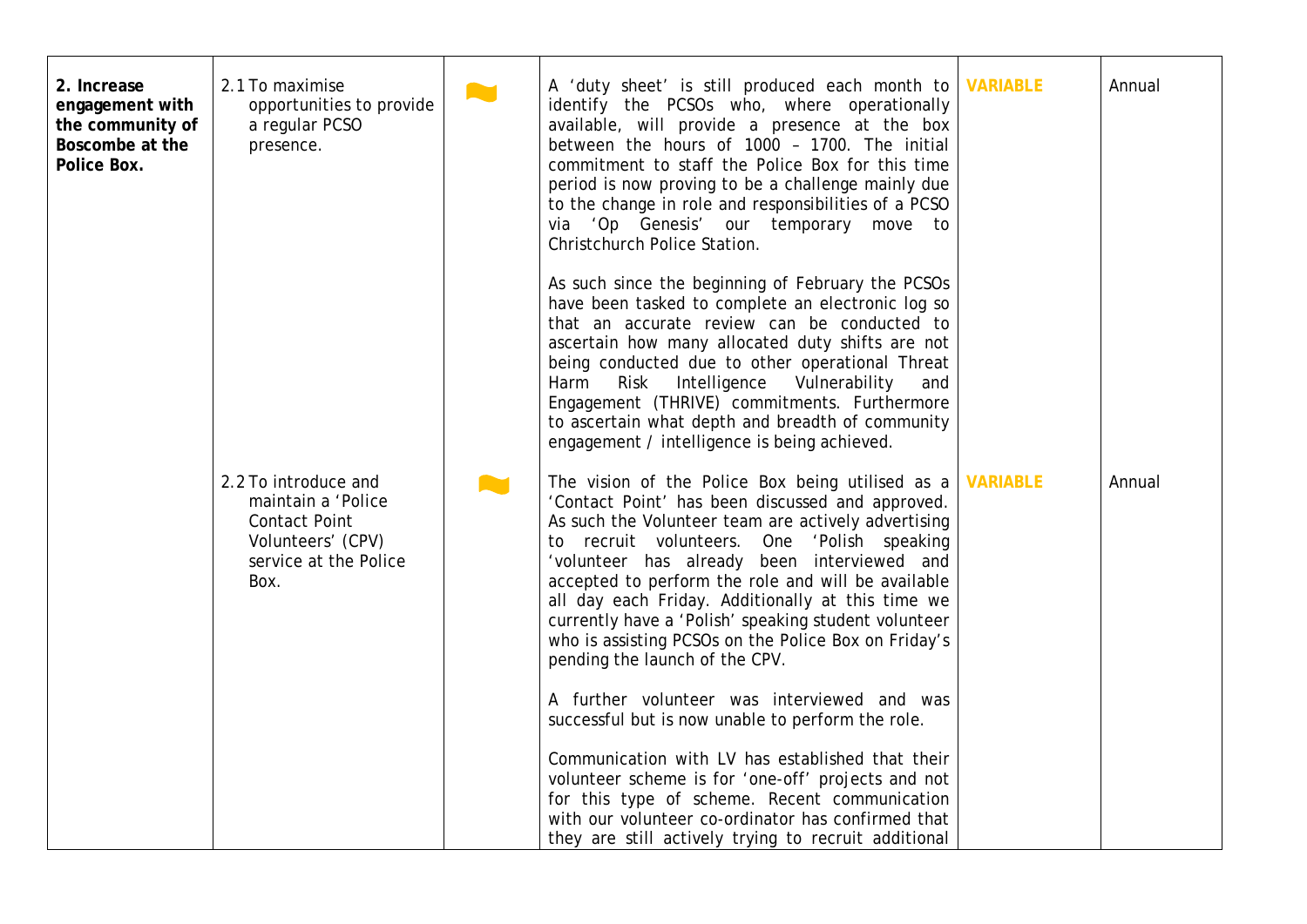| | | | | | |
|---|---|---|---|---|---|
| **2. Increase engagement with the community of Boscombe at the Police Box.** | 2.1 To maximise opportunities to provide a regular PCSO presence. | | A 'duty sheet' is still produced each month to identify the PCSOs who, where operationally available, will provide a presence at the box between the hours of 1000 – 1700. The initial commitment to staff the Police Box for this time period is now proving to be a challenge mainly due to the change in role and responsibilities of a PCSO via 'Op Genesis' our temporary move to Christchurch Police Station.<br><br>As such since the beginning of February the PCSOs have been tasked to complete an electronic log so that an accurate review can be conducted to ascertain how many allocated duty shifts are not being conducted due to other operational Threat Harm Risk Intelligence Vulnerability and Engagement (THRIVE) commitments. Furthermore to ascertain what depth and breadth of community engagement / intelligence is being achieved. | **VARIABLE** | Annual |
| | 2.2 To introduce and maintain a 'Police Contact Point Volunteers' (CPV) service at the Police Box. | | The vision of the Police Box being utilised as a 'Contact Point' has been discussed and approved. As such the Volunteer team are actively advertising to recruit volunteers. One 'Polish speaking 'volunteer has already been interviewed and accepted to perform the role and will be available all day each Friday. Additionally at this time we currently have a 'Polish' speaking student volunteer who is assisting PCSOs on the Police Box on Friday's pending the launch of the CPV.<br><br>A further volunteer was interviewed and was successful but is now unable to perform the role.<br><br>Communication with LV has established that their volunteer scheme is for 'one-off' projects and not for this type of scheme. Recent communication with our volunteer co-ordinator has confirmed that they are still actively trying to recruit additional | **VARIABLE** | Annual |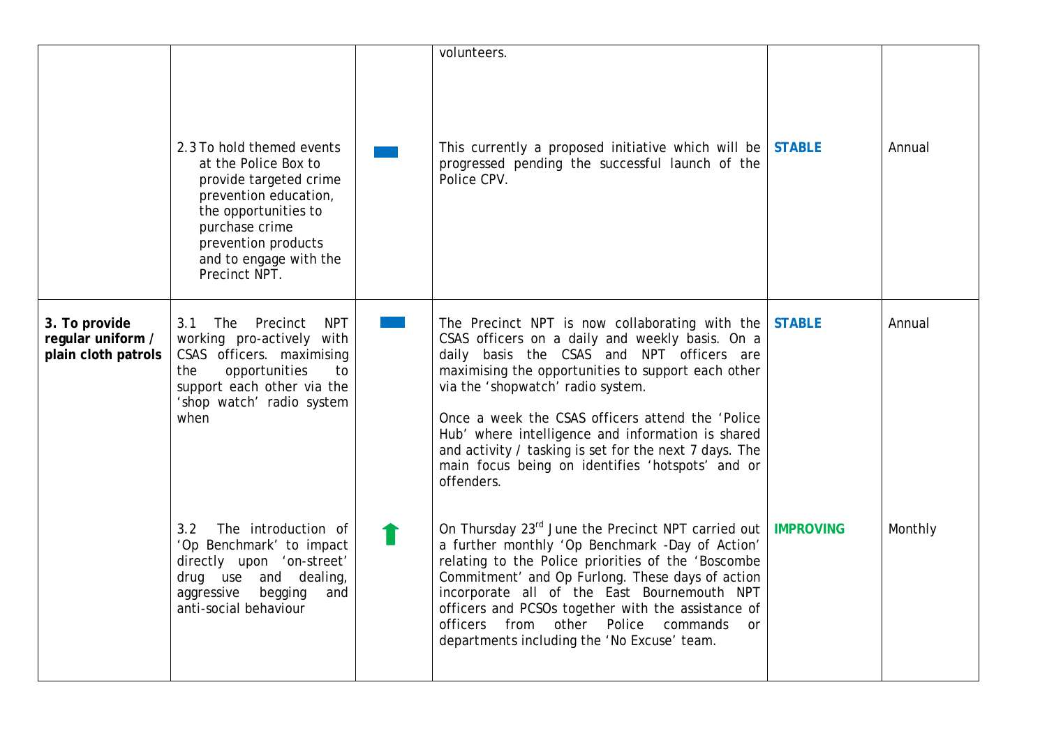| | | | | | |
|---|---|---|---|---|---|
| | | | volunteers. | | |
| | 2.3 To hold themed events at the Police Box to provide targeted crime prevention education, the opportunities to purchase crime prevention products and to engage with the Precinct NPT. | ▬ | This currently a proposed initiative which will be progressed pending the successful launch of the Police CPV. | **STABLE** | Annual |
| **3. To provide regular uniform / plain cloth patrols** | 3.1 The Precinct NPT working pro-actively with CSAS officers. maximising the opportunities to support each other via the 'shop watch' radio system when | ▬ | The Precinct NPT is now collaborating with the CSAS officers on a daily and weekly basis. On a daily basis the CSAS and NPT officers are maximising the opportunities to support each other via the 'shopwatch' radio system.<br><br>Once a week the CSAS officers attend the 'Police Hub' where intelligence and information is shared and activity / tasking is set for the next 7 days. The main focus being on identifies 'hotspots' and or offenders. | **STABLE** | Annual |
| | 3.2 The introduction of 'Op Benchmark' to impact directly upon 'on-street' drug use and dealing, aggressive begging and anti-social behaviour | ⬆ | On Thursday 23rd June the Precinct NPT carried out a further monthly 'Op Benchmark -Day of Action' relating to the Police priorities of the 'Boscombe Commitment' and Op Furlong. These days of action incorporate all of the East Bournemouth NPT officers and PCSOs together with the assistance of officers from other Police commands or departments including the 'No Excuse' team. | **IMPROVING** | Monthly |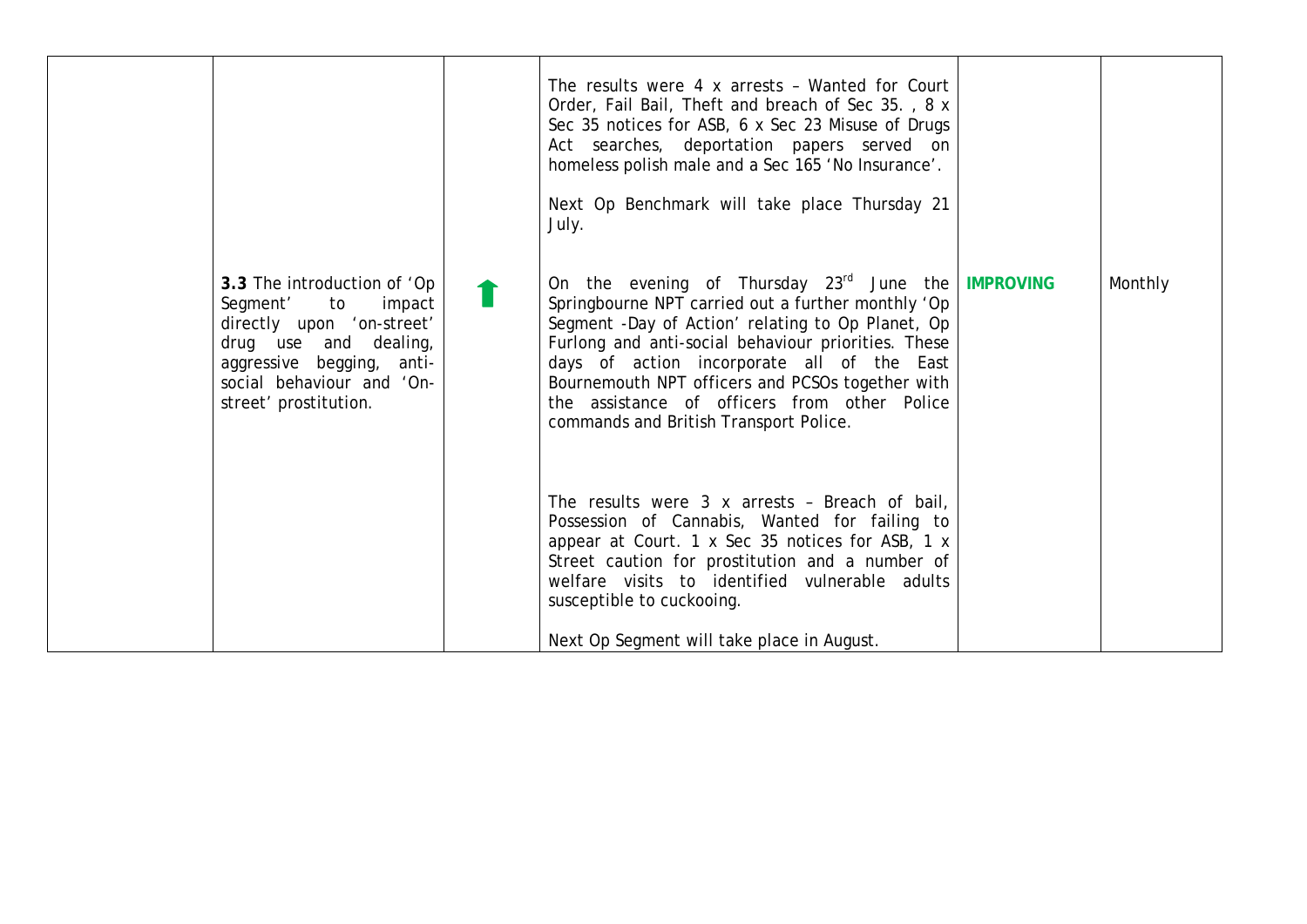| | | | | | |
|---|---|---|---|---|---|
| | | | The results were 4 x arrests – Wanted for Court Order, Fail Bail, Theft and breach of Sec 35. , 8 x Sec 35 notices for ASB, 6 x Sec 23 Misuse of Drugs Act searches, deportation papers served on homeless polish male and a Sec 165 'No Insurance'.<br><br>Next Op Benchmark will take place Thursday 21 July. | | |
| | **3.3** The introduction of 'Op Segment' to impact directly upon 'on-street' drug use and dealing, aggressive begging, anti-social behaviour and 'On-street' prostitution. | ⬆ | On the evening of Thursday 23rd June the Springbourne NPT carried out a further monthly 'Op Segment -Day of Action' relating to Op Planet, Op Furlong and anti-social behaviour priorities. These days of action incorporate all of the East Bournemouth NPT officers and PCSOs together with the assistance of officers from other Police commands and British Transport Police.<br><br>The results were 3 x arrests – Breach of bail, Possession of Cannabis, Wanted for failing to appear at Court. 1 x Sec 35 notices for ASB, 1 x Street caution for prostitution and a number of welfare visits to identified vulnerable adults susceptible to cuckooing.<br><br>Next Op Segment will take place in August. | **IMPROVING** | Monthly |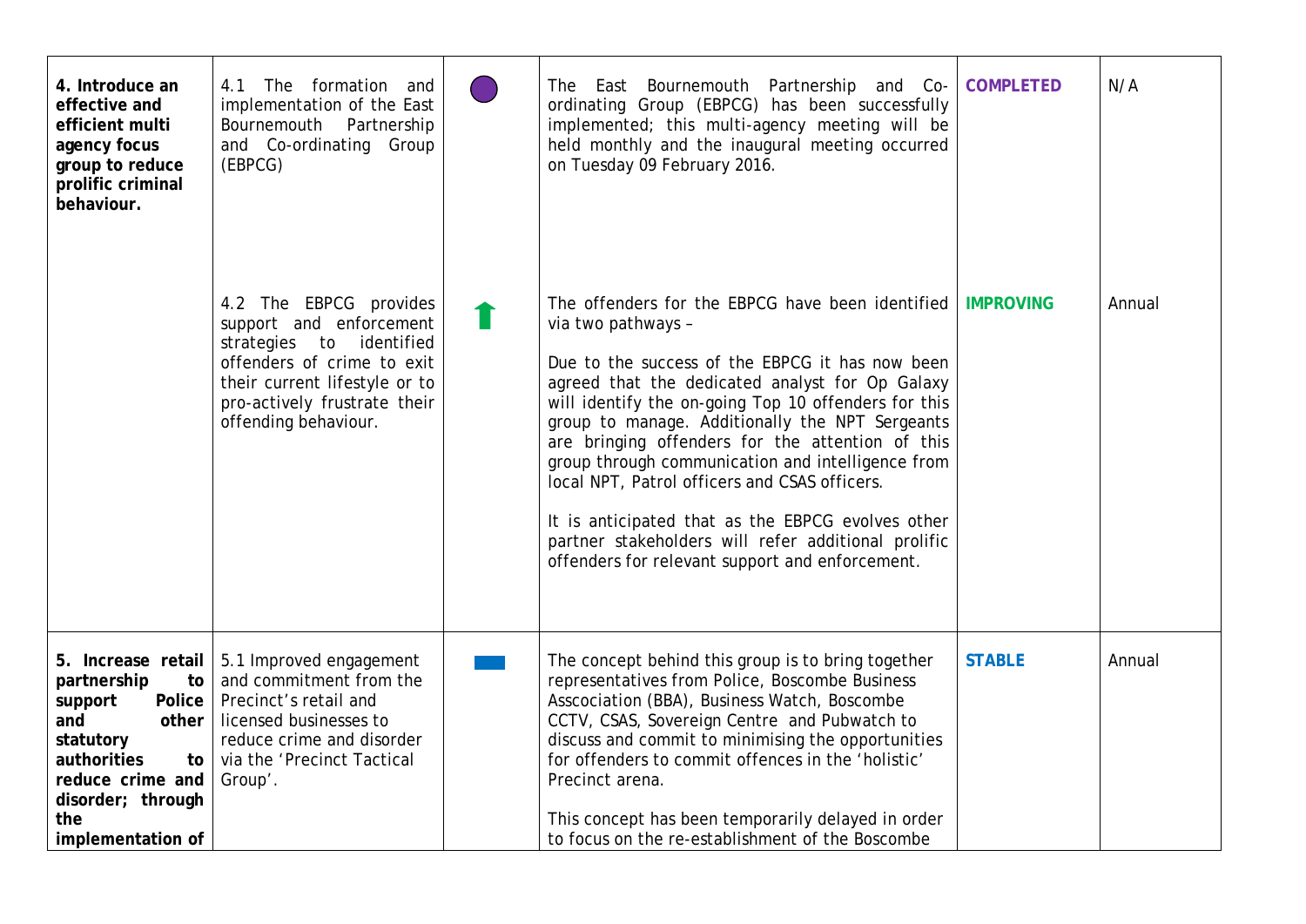| | | | | | |
|---|---|---|---|---|---|
| **4. Introduce an effective and efficient multi agency focus group to reduce prolific criminal behaviour.** | 4.1 The formation and implementation of the East Bournemouth Partnership and Co-ordinating Group (EBPCG) | | The East Bournemouth Partnership and Co-ordinating Group (EBPCG) has been successfully implemented; this multi-agency meeting will be held monthly and the inaugural meeting occurred on Tuesday 09 February 2016. | **COMPLETED** | N/A |
| | 4.2 The EBPCG provides support and enforcement strategies to identified offenders of crime to exit their current lifestyle or to pro-actively frustrate their offending behaviour. | | The offenders for the EBPCG have been identified via two pathways –<br><br>Due to the success of the EBPCG it has now been agreed that the dedicated analyst for Op Galaxy will identify the on-going Top 10 offenders for this group to manage. Additionally the NPT Sergeants are bringing offenders for the attention of this group through communication and intelligence from local NPT, Patrol officers and CSAS officers.<br><br>It is anticipated that as the EBPCG evolves other partner stakeholders will refer additional prolific offenders for relevant support and enforcement. | **IMPROVING** | Annual |
| **5. Increase retail partnership to support Police and other statutory authorities to reduce crime and disorder; through the implementation of** | 5.1 Improved engagement and commitment from the Precinct's retail and licensed businesses to reduce crime and disorder via the 'Precinct Tactical Group'. | | The concept behind this group is to bring together representatives from Police, Boscombe Business Asscociation (BBA), Business Watch, Boscombe CCTV, CSAS, Sovereign Centre and Pubwatch to discuss and commit to minimising the opportunities for offenders to commit offences in the 'holistic' Precinct arena.<br><br>This concept has been temporarily delayed in order to focus on the re-establishment of the Boscombe | **STABLE** | Annual |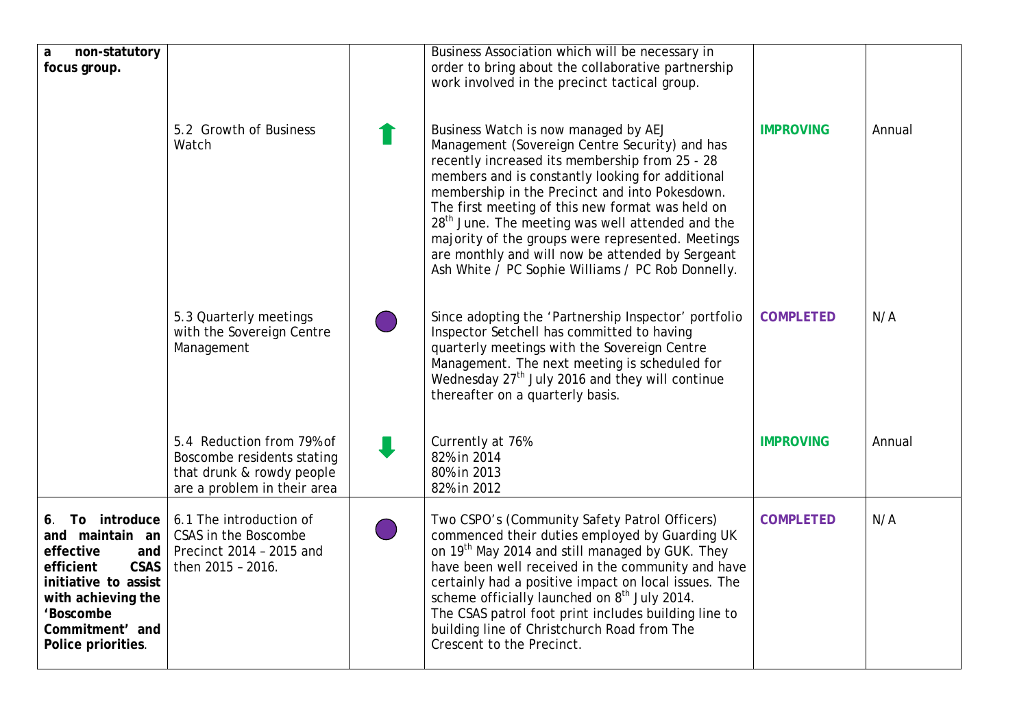| | | | | | |
|---|---|---|---|---|---|
| **a non-statutory focus group.** | | | Business Association which will be necessary in order to bring about the collaborative partnership work involved in the precinct tactical group. | | |
| | 5.2 Growth of Business Watch | ⬆ | Business Watch is now managed by AEJ Management (Sovereign Centre Security) and has recently increased its membership from 25 - 28 members and is constantly looking for additional membership in the Precinct and into Pokesdown. The first meeting of this new format was held on 28th June. The meeting was well attended and the majority of the groups were represented. Meetings are monthly and will now be attended by Sergeant Ash White / PC Sophie Williams / PC Rob Donnelly. | **IMPROVING** | Annual |
| | 5.3 Quarterly meetings with the Sovereign Centre Management | ● | Since adopting the 'Partnership Inspector' portfolio Inspector Setchell has committed to having quarterly meetings with the Sovereign Centre Management. The next meeting is scheduled for Wednesday 27th July 2016 and they will continue thereafter on a quarterly basis. | **COMPLETED** | N/A |
| | 5.4 Reduction from 79% of Boscombe residents stating that drunk & rowdy people are a problem in their area | ⬇ | Currently at 76%<br>82% in 2014<br>80% in 2013<br>82% in 2012 | **IMPROVING** | Annual |
| **6. To introduce and maintain an effective and efficient CSAS initiative to assist with achieving the 'Boscombe Commitment' and Police priorities.** | 6.1 The introduction of CSAS in the Boscombe Precinct 2014 – 2015 and then 2015 – 2016. | ● | Two CSPO's (Community Safety Patrol Officers) commenced their duties employed by Guarding UK on 19th May 2014 and still managed by GUK. They have been well received in the community and have certainly had a positive impact on local issues. The scheme officially launched on 8th July 2014.<br>The CSAS patrol foot print includes building line to building line of Christchurch Road from The Crescent to the Precinct. | **COMPLETED** | N/A |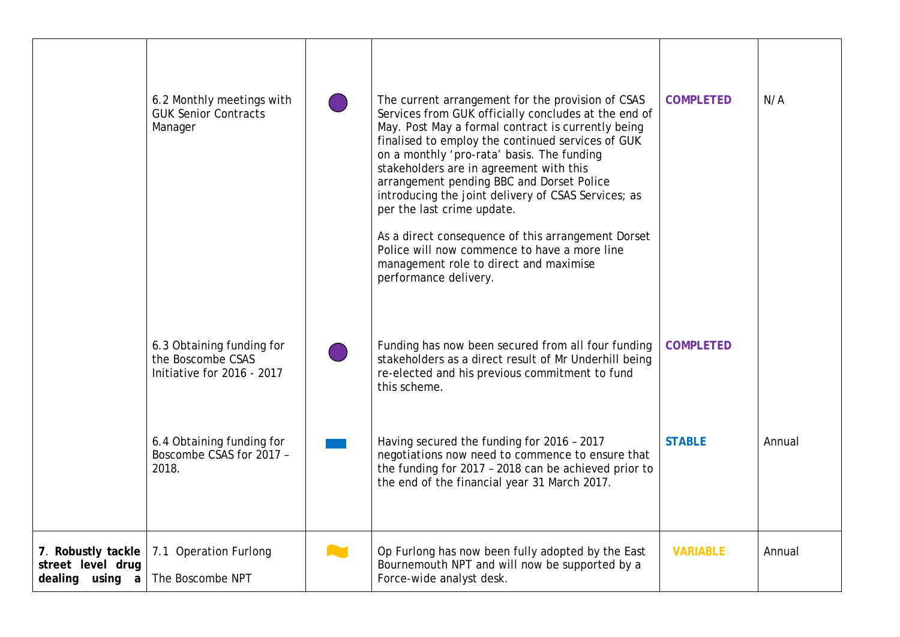| | | | | | |
|---|---|---|---|---|---|
| | 6.2 Monthly meetings with GUK Senior Contracts Manager | | The current arrangement for the provision of CSAS Services from GUK officially concludes at the end of May. Post May a formal contract is currently being finalised to employ the continued services of GUK on a monthly 'pro-rata' basis. The funding stakeholders are in agreement with this arrangement pending BBC and Dorset Police introducing the joint delivery of CSAS Services; as per the last crime update.<br><br>As a direct consequence of this arrangement Dorset Police will now commence to have a more line management role to direct and maximise performance delivery. | **COMPLETED** | N/A |
| | 6.3 Obtaining funding for the Boscombe CSAS Initiative for 2016 - 2017 | | Funding has now been secured from all four funding stakeholders as a direct result of Mr Underhill being re-elected and his previous commitment to fund this scheme. | **COMPLETED** | |
| | 6.4 Obtaining funding for Boscombe CSAS for 2017 – 2018. | | Having secured the funding for 2016 – 2017 negotiations now need to commence to ensure that the funding for 2017 – 2018 can be achieved prior to the end of the financial year 31 March 2017. | **STABLE** | Annual |
| **7. Robustly tackle street level drug dealing using a** | 7.1 Operation Furlong<br><br>The Boscombe NPT | | Op Furlong has now been fully adopted by the East Bournemouth NPT and will now be supported by a Force-wide analyst desk. | **VARIABLE** | Annual |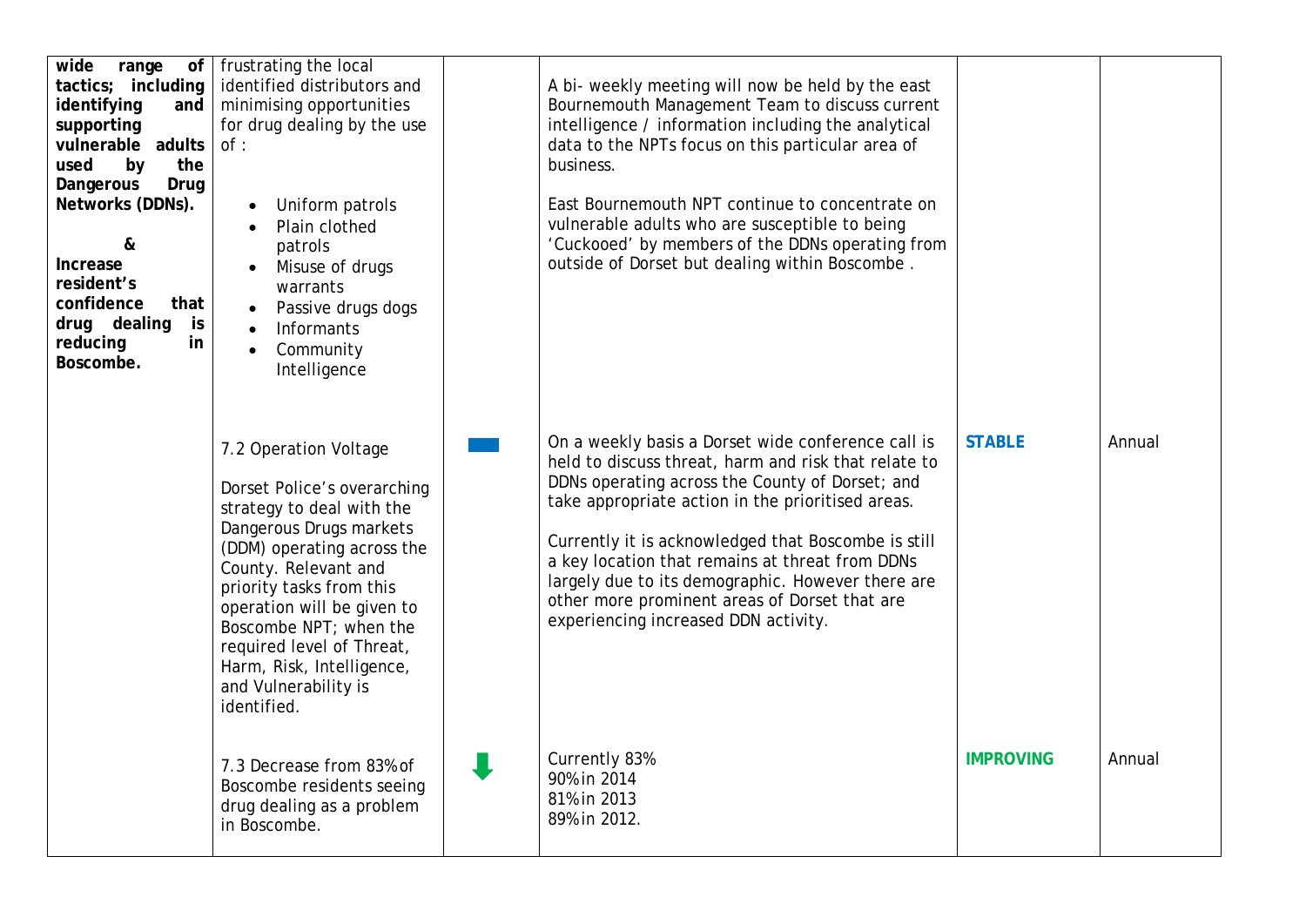| | | | | | |
|---|---|---|---|---|---|
| **wide range of tactics; including identifying and supporting vulnerable adults used by the Dangerous Drug Networks (DDNs).**<br><br>**&**<br>**Increase resident's confidence that drug dealing is reducing in Boscombe.** | frustrating the local identified distributors and minimising opportunities for drug dealing by the use of :<br><br>• Uniform patrols<br>• Plain clothed patrols<br>• Misuse of drugs warrants<br>• Passive drugs dogs<br>• Informants<br>• Community Intelligence | | A bi- weekly meeting will now be held by the east Bournemouth Management Team to discuss current intelligence / information including the analytical data to the NPTs focus on this particular area of business.<br><br>East Bournemouth NPT continue to concentrate on vulnerable adults who are susceptible to being 'Cuckooed' by members of the DDNs operating from outside of Dorset but dealing within Boscombe . | | |
| | 7.2 Operation Voltage<br><br>Dorset Police's overarching strategy to deal with the Dangerous Drugs markets (DDM) operating across the County. Relevant and priority tasks from this operation will be given to Boscombe NPT; when the required level of Threat, Harm, Risk, Intelligence, and Vulnerability is identified. | ▬ | On a weekly basis a Dorset wide conference call is held to discuss threat, harm and risk that relate to DDNs operating across the County of Dorset; and take appropriate action in the prioritised areas.<br><br>Currently it is acknowledged that Boscombe is still a key location that remains at threat from DDNs largely due to its demographic. However there are other more prominent areas of Dorset that are experiencing increased DDN activity. | **STABLE** | Annual |
| | 7.3 Decrease from 83% of Boscombe residents seeing drug dealing as a problem in Boscombe. | ⬇ | Currently 83%<br>90% in 2014<br>81% in 2013<br>89% in 2012. | **IMPROVING** | Annual |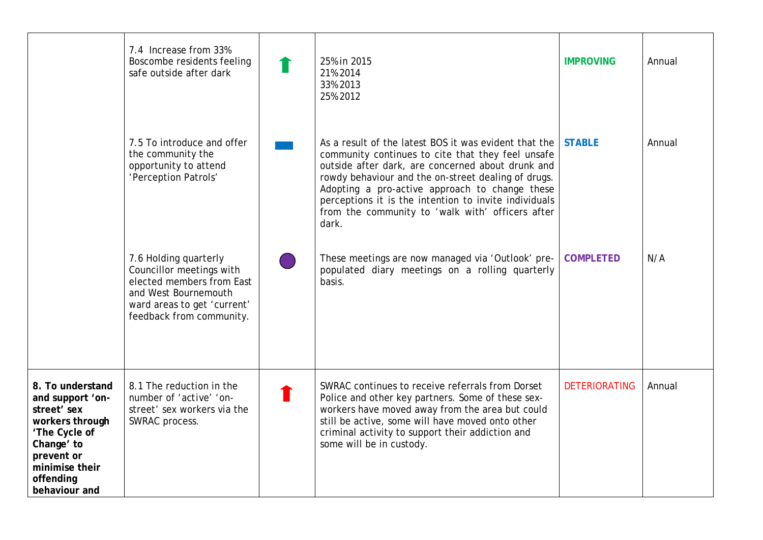|  |  |  |  |  |  |
|---|---|---|---|---|---|
|  | 7.4 Increase from 33% Boscombe residents feeling safe outside after dark | ⬆ | 25% in 2015<br>21% 2014<br>33% 2013<br>25% 2012 | **IMPROVING** | Annual |
|  | 7.5 To introduce and offer the community the opportunity to attend 'Perception Patrols' | ▬ | As a result of the latest BOS it was evident that the community continues to cite that they feel unsafe outside after dark, are concerned about drunk and rowdy behaviour and the on-street dealing of drugs. Adopting a pro-active approach to change these perceptions it is the intention to invite individuals from the community to 'walk with' officers after dark. | **STABLE** | Annual |
|  | 7.6 Holding quarterly Councillor meetings with elected members from East and West Bournemouth ward areas to get 'current' feedback from community. | ● | These meetings are now managed via 'Outlook' pre-populated diary meetings on a rolling quarterly basis. | **COMPLETED** | N/A |
| **8. To understand and support 'on-street' sex workers through 'The Cycle of Change' to prevent or minimise their offending behaviour and** | 8.1 The reduction in the number of 'active' 'on-street' sex workers via the SWRAC process. | ⬆ | SWRAC continues to receive referrals from Dorset Police and other key partners. Some of these sex-workers have moved away from the area but could still be active, some will have moved onto other criminal activity to support their addiction and some will be in custody. | DETERIORATING | Annual |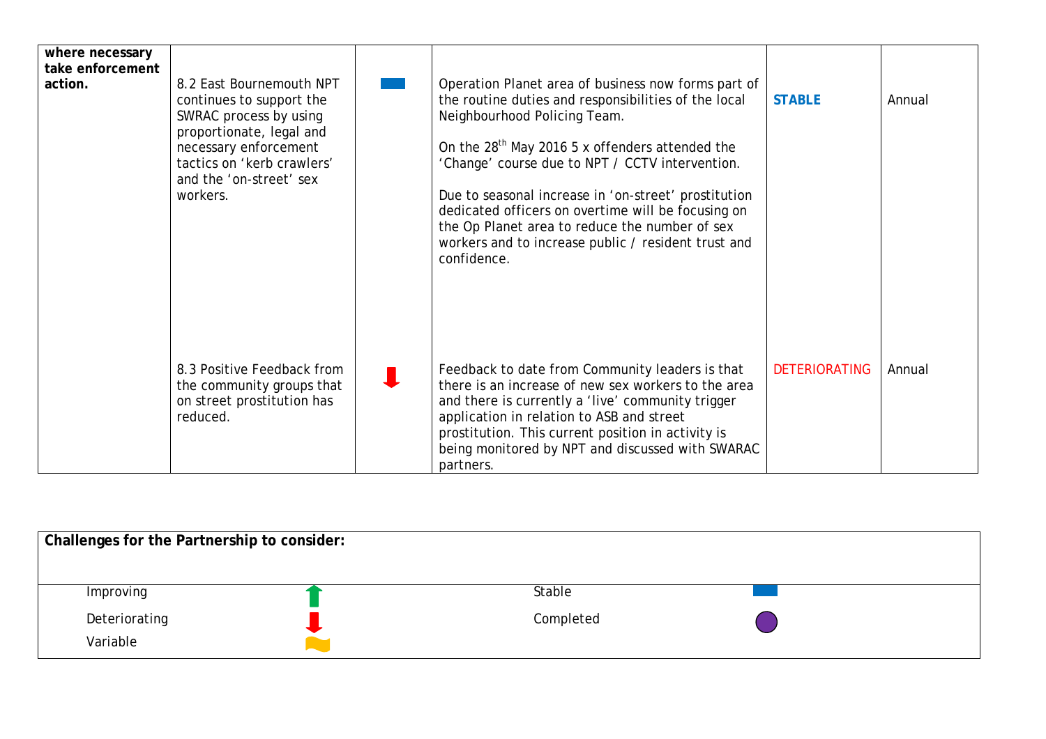| | | | | | |
|---|---|---|---|---|---|
| **where necessary take enforcement action.** | 8.2 East Bournemouth NPT continues to support the SWRAC process by using proportionate, legal and necessary enforcement tactics on 'kerb crawlers' and the 'on-street' sex workers. | Stable | Operation Planet area of business now forms part of the routine duties and responsibilities of the local Neighbourhood Policing Team.<br><br>On the 28th May 2016 5 x offenders attended the 'Change' course due to NPT / CCTV intervention.<br><br>Due to seasonal increase in 'on-street' prostitution dedicated officers on overtime will be focusing on the Op Planet area to reduce the number of sex workers and to increase public / resident trust and confidence. | **STABLE** | Annual |
| | 8.3 Positive Feedback from the community groups that on street prostitution has reduced. | Deteriorating | Feedback to date from Community leaders is that there is an increase of new sex workers to the area and there is currently a 'live' community trigger application in relation to ASB and street prostitution. This current position in activity is being monitored by NPT and discussed with SWARAC partners. | DETERIORATING | Annual |

| **Challenges for the Partnership to consider:** | | | |
|---|---|---|---|
| Improving | ⬆ | Stable | ▬ |
| Deteriorating | ⬇ | Completed | ● |
| Variable | ~ | | |